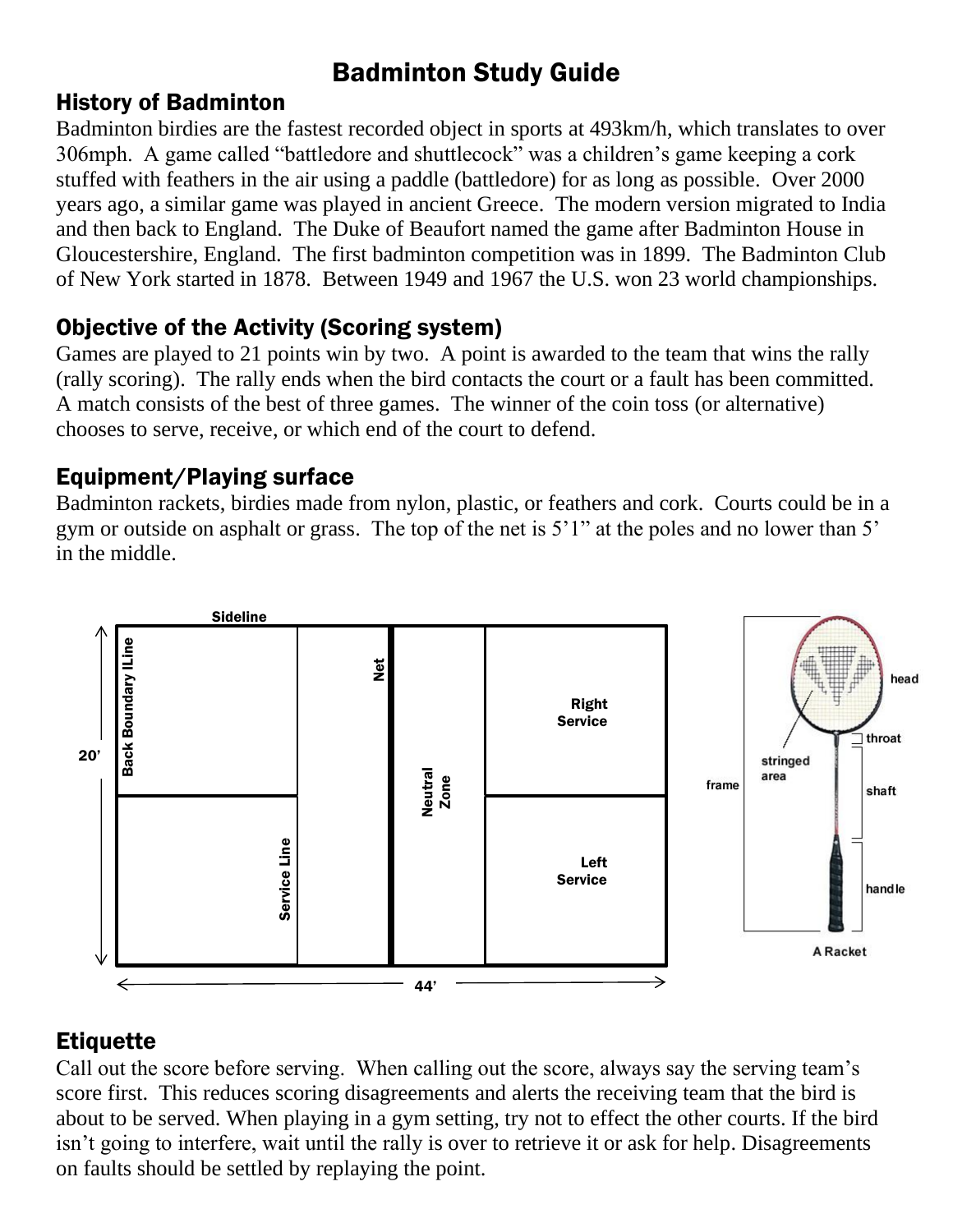# Badminton Study Guide

## History of Badminton

Badminton birdies are the fastest recorded object in sports at 493km/h, which translates to over 306mph. A game called "battledore and shuttlecock" was a children's game keeping a cork stuffed with feathers in the air using a paddle (battledore) for as long as possible. Over 2000 years ago, a similar game was played in ancient Greece. The modern version migrated to India and then back to England. The Duke of Beaufort named the game after Badminton House in Gloucestershire, England. The first badminton competition was in 1899. The Badminton Club of New York started in 1878. Between 1949 and 1967 the U.S. won 23 world championships.

## Objective of the Activity (Scoring system)

Games are played to 21 points win by two. A point is awarded to the team that wins the rally (rally scoring). The rally ends when the bird contacts the court or a fault has been committed. A match consists of the best of three games. The winner of the coin toss (or alternative) chooses to serve, receive, or which end of the court to defend.

## Equipment/Playing surface

Badminton rackets, birdies made from nylon, plastic, or feathers and cork. Courts could be in a gym or outside on asphalt or grass. The top of the net is 5'1" at the poles and no lower than 5' in the middle.

Sideline

Back Boundary lLine

Net

Right Service

20'

Neutral Zone

Service Line

Left Service

44'

head

throat

stringed area

frame

shaft

handle

A Racket

## Etiquette

Call out the score before serving. When calling out the score, always say the serving team's score first. This reduces scoring disagreements and alerts the receiving team that the bird is about to be served. When playing in a gym setting, try not to effect the other courts. If the bird isn't going to interfere, wait until the rally is over to retrieve it or ask for help. Disagreements on faults should be settled by replaying the point.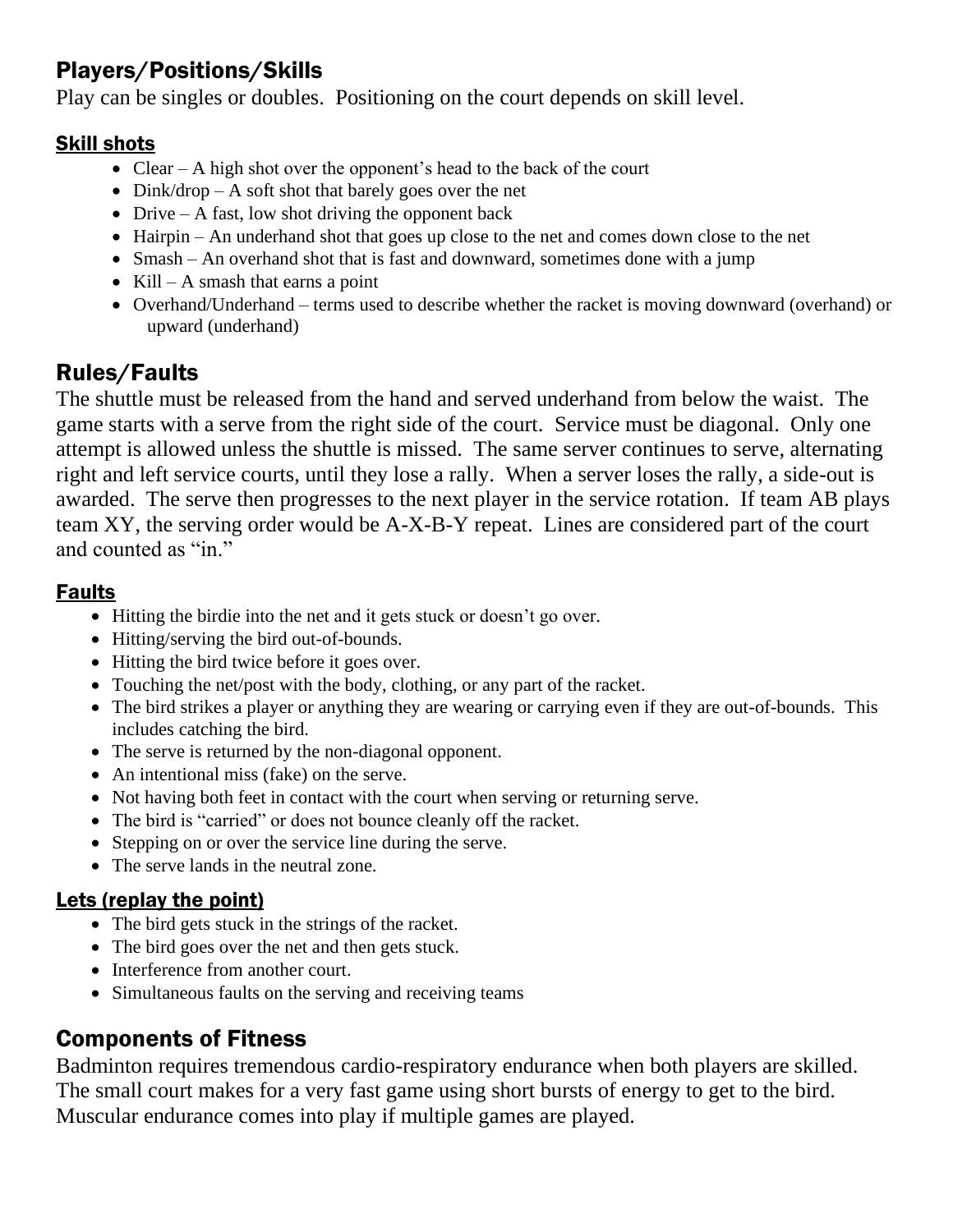## Players/Positions/Skills

Play can be singles or doubles. Positioning on the court depends on skill level.

### Skill shots

- Clear – A high shot over the opponent's head to the back of the court
- Dink/drop – A soft shot that barely goes over the net
- Drive – A fast, low shot driving the opponent back
- Hairpin – An underhand shot that goes up close to the net and comes down close to the net
- Smash – An overhand shot that is fast and downward, sometimes done with a jump
- Kill – A smash that earns a point
- Overhand/Underhand – terms used to describe whether the racket is moving downward (overhand) or upward (underhand)

## Rules/Faults

The shuttle must be released from the hand and served underhand from below the waist. The game starts with a serve from the right side of the court. Service must be diagonal. Only one attempt is allowed unless the shuttle is missed. The same server continues to serve, alternating right and left service courts, until they lose a rally. When a server loses the rally, a side-out is awarded. The serve then progresses to the next player in the service rotation. If team AB plays team XY, the serving order would be A-X-B-Y repeat. Lines are considered part of the court and counted as "in."

### Faults

- Hitting the birdie into the net and it gets stuck or doesn't go over.
- Hitting/serving the bird out-of-bounds.
- Hitting the bird twice before it goes over.
- Touching the net/post with the body, clothing, or any part of the racket.
- The bird strikes a player or anything they are wearing or carrying even if they are out-of-bounds. This includes catching the bird.
- The serve is returned by the non-diagonal opponent.
- An intentional miss (fake) on the serve.
- Not having both feet in contact with the court when serving or returning serve.
- The bird is "carried" or does not bounce cleanly off the racket.
- Stepping on or over the service line during the serve.
- The serve lands in the neutral zone.

### Lets (replay the point)

- The bird gets stuck in the strings of the racket.
- The bird goes over the net and then gets stuck.
- Interference from another court.
- Simultaneous faults on the serving and receiving teams

## Components of Fitness

Badminton requires tremendous cardio-respiratory endurance when both players are skilled. The small court makes for a very fast game using short bursts of energy to get to the bird. Muscular endurance comes into play if multiple games are played.